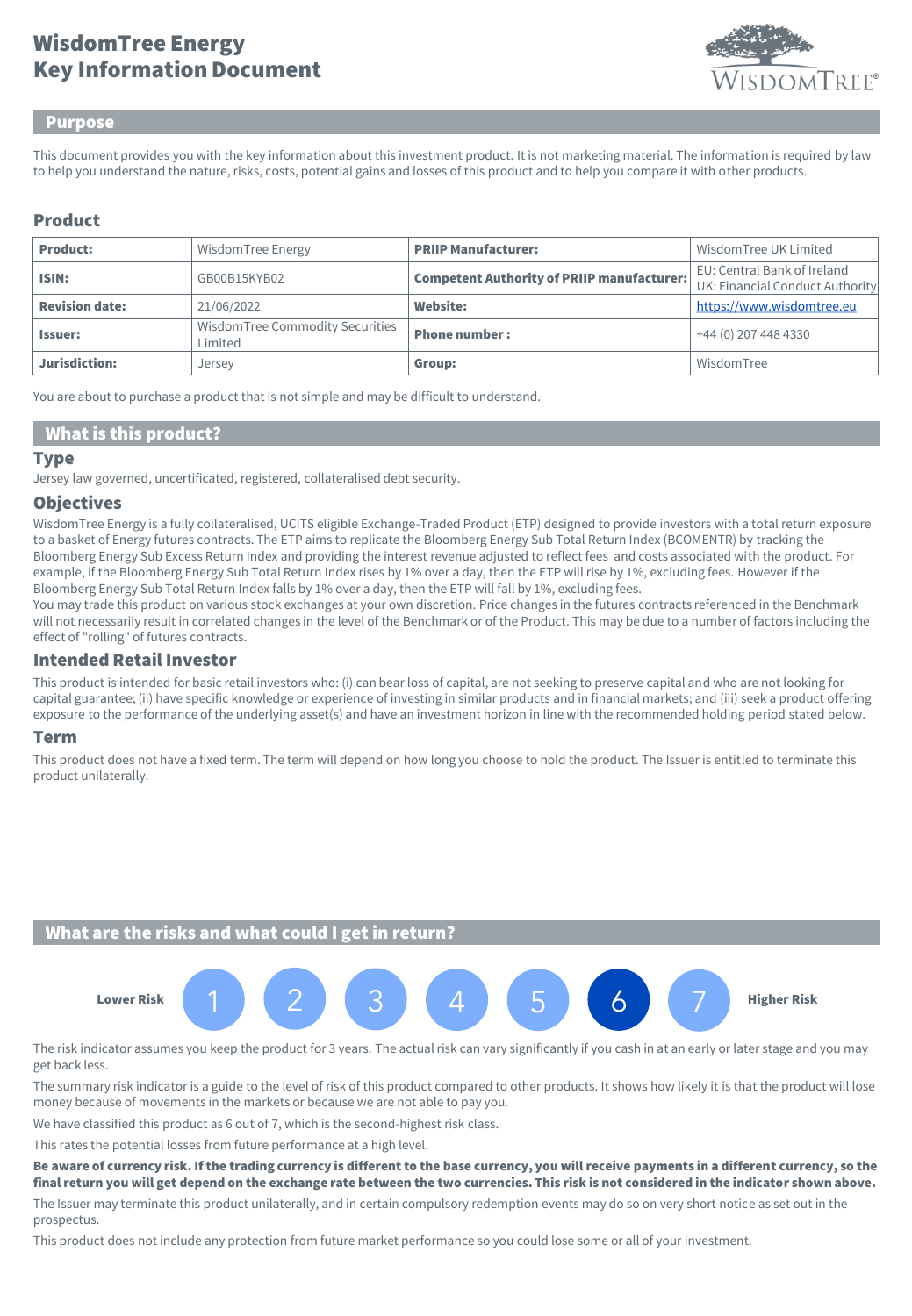# WisdomTree Energy
# Key Information Document

## Purpose

This document provides you with the key information about this investment product. It is not marketing material. The information is required by law to help you understand the nature, risks, costs, potential gains and losses of this product and to help you compare it with other products.

## Product

| **Product:** | WisdomTree Energy | **PRIIP Manufacturer:** | WisdomTree UK Limited |
|---|---|---|---|
| **ISIN:** | GB00B15KYB02 | **Competent Authority of PRIIP manufacturer:** | EU: Central Bank of Ireland<br>UK: Financial Conduct Authority |
| **Revision date:** | 21/06/2022 | **Website:** | https://www.wisdomtree.eu |
| **Issuer:** | WisdomTree Commodity Securities Limited | **Phone number :** | +44 (0) 207 448 4330 |
| **Jurisdiction:** | Jersey | **Group:** | WisdomTree |

You are about to purchase a product that is not simple and may be difficult to understand.

## What is this product?

### Type

Jersey law governed, uncertificated, registered, collateralised debt security.

### Objectives

WisdomTree Energy is a fully collateralised, UCITS eligible Exchange-Traded Product (ETP) designed to provide investors with a total return exposure to a basket of Energy futures contracts. The ETP aims to replicate the Bloomberg Energy Sub Total Return Index (BCOMENTR) by tracking the Bloomberg Energy Sub Excess Return Index and providing the interest revenue adjusted to reflect fees and costs associated with the product. For example, if the Bloomberg Energy Sub Total Return Index rises by 1% over a day, then the ETP will rise by 1%, excluding fees. However if the Bloomberg Energy Sub Total Return Index falls by 1% over a day, then the ETP will fall by 1%, excluding fees.
You may trade this product on various stock exchanges at your own discretion. Price changes in the futures contracts referenced in the Benchmark will not necessarily result in correlated changes in the level of the Benchmark or of the Product. This may be due to a number of factors including the effect of "rolling" of futures contracts.

### Intended Retail Investor

This product is intended for basic retail investors who: (i) can bear loss of capital, are not seeking to preserve capital and who are not looking for capital guarantee; (ii) have specific knowledge or experience of investing in similar products and in financial markets; and (iii) seek a product offering exposure to the performance of the underlying asset(s) and have an investment horizon in line with the recommended holding period stated below.

### Term

This product does not have a fixed term. The term will depend on how long you choose to hold the product. The Issuer is entitled to terminate this product unilaterally.

## What are the risks and what could I get in return?

**Lower Risk** 1 2 3 4 5 **6** 7 **Higher Risk**

The risk indicator assumes you keep the product for 3 years. The actual risk can vary significantly if you cash in at an early or later stage and you may get back less.

The summary risk indicator is a guide to the level of risk of this product compared to other products. It shows how likely it is that the product will lose money because of movements in the markets or because we are not able to pay you.

We have classified this product as 6 out of 7, which is the second-highest risk class.

This rates the potential losses from future performance at a high level.

**Be aware of currency risk. If the trading currency is different to the base currency, you will receive payments in a different currency, so the final return you will get depend on the exchange rate between the two currencies. This risk is not considered in the indicator shown above.**

The Issuer may terminate this product unilaterally, and in certain compulsory redemption events may do so on very short notice as set out in the prospectus.

This product does not include any protection from future market performance so you could lose some or all of your investment.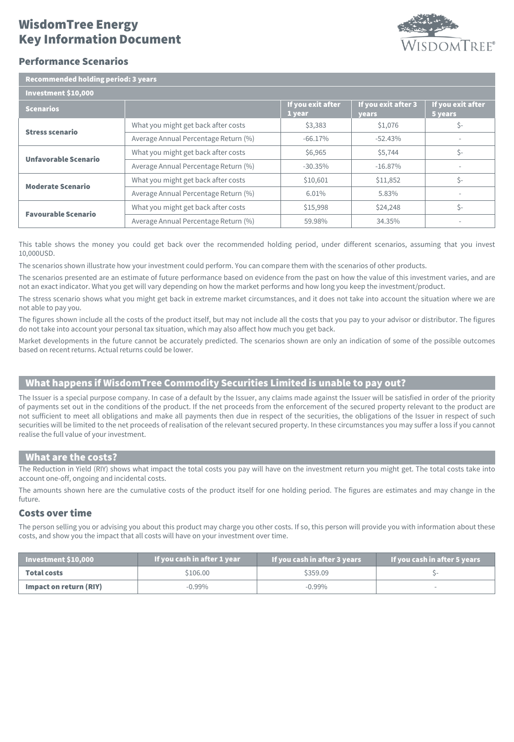# WisdomTree Energy
# Key Information Document

## Performance Scenarios

| Recommended holding period: 3 years | | | | |
|---|---|---|---|---|
| **Investment $10,000** | | | | |
| **Scenarios** | | **If you exit after 1 year** | **If you exit after 3 years** | **If you exit after 5 years** |
| **Stress scenario** | What you might get back after costs | $3,383 | $1,076 | $- |
| | Average Annual Percentage Return (%) | -66.17% | -52.43% | - |
| **Unfavorable Scenario** | What you might get back after costs | $6,965 | $5,744 | $- |
| | Average Annual Percentage Return (%) | -30.35% | -16.87% | - |
| **Moderate Scenario** | What you might get back after costs | $10,601 | $11,852 | $- |
| | Average Annual Percentage Return (%) | 6.01% | 5.83% | - |
| **Favourable Scenario** | What you might get back after costs | $15,998 | $24,248 | $- |
| | Average Annual Percentage Return (%) | 59.98% | 34.35% | - |

This table shows the money you could get back over the recommended holding period, under different scenarios, assuming that you invest 10,000USD.

The scenarios shown illustrate how your investment could perform. You can compare them with the scenarios of other products.

The scenarios presented are an estimate of future performance based on evidence from the past on how the value of this investment varies, and are not an exact indicator. What you get will vary depending on how the market performs and how long you keep the investment/product.

The stress scenario shows what you might get back in extreme market circumstances, and it does not take into account the situation where we are not able to pay you.

The figures shown include all the costs of the product itself, but may not include all the costs that you pay to your advisor or distributor. The figures do not take into account your personal tax situation, which may also affect how much you get back.

Market developments in the future cannot be accurately predicted. The scenarios shown are only an indication of some of the possible outcomes based on recent returns. Actual returns could be lower.

## What happens if WisdomTree Commodity Securities Limited is unable to pay out?

The Issuer is a special purpose company. In case of a default by the Issuer, any claims made against the Issuer will be satisfied in order of the priority of payments set out in the conditions of the product. If the net proceeds from the enforcement of the secured property relevant to the product are not sufficient to meet all obligations and make all payments then due in respect of the securities, the obligations of the Issuer in respect of such securities will be limited to the net proceeds of realisation of the relevant secured property. In these circumstances you may suffer a loss if you cannot realise the full value of your investment.

## What are the costs?

The Reduction in Yield (RIY) shows what impact the total costs you pay will have on the investment return you might get. The total costs take into account one-off, ongoing and incidental costs.

The amounts shown here are the cumulative costs of the product itself for one holding period. The figures are estimates and may change in the future.

### Costs over time

The person selling you or advising you about this product may charge you other costs. If so, this person will provide you with information about these costs, and show you the impact that all costs will have on your investment over time.

| Investment $10,000 | If you cash in after 1 year | If you cash in after 3 years | If you cash in after 5 years |
|---|---|---|---|
| **Total costs** | $106.00 | $359.09 | $- |
| **Impact on return (RIY)** | -0.99% | -0.99% | - |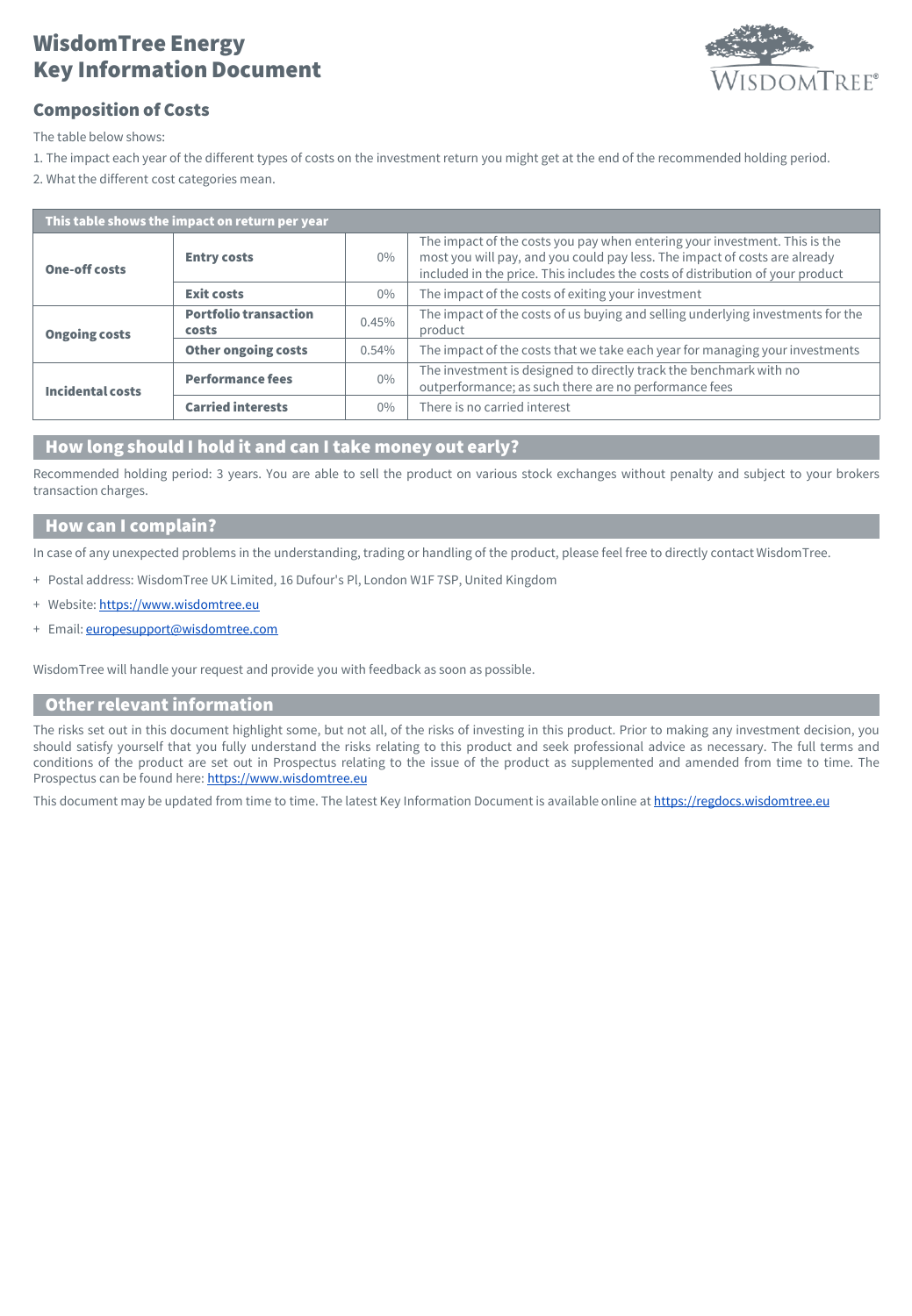# WisdomTree Energy
# Key Information Document

## Composition of Costs

The table below shows:

1. The impact each year of the different types of costs on the investment return you might get at the end of the recommended holding period.
2. What the different cost categories mean.

| This table shows the impact on return per year | | | |
|---|---|---|---|
| **One-off costs** | **Entry costs** | 0% | The impact of the costs you pay when entering your investment. This is the most you will pay, and you could pay less. The impact of costs are already included in the price. This includes the costs of distribution of your product |
| | **Exit costs** | 0% | The impact of the costs of exiting your investment |
| **Ongoing costs** | **Portfolio transaction costs** | 0.45% | The impact of the costs of us buying and selling underlying investments for the product |
| | **Other ongoing costs** | 0.54% | The impact of the costs that we take each year for managing your investments |
| **Incidental costs** | **Performance fees** | 0% | The investment is designed to directly track the benchmark with no outperformance; as such there are no performance fees |
| | **Carried interests** | 0% | There is no carried interest |

## How long should I hold it and can I take money out early?

Recommended holding period: 3 years. You are able to sell the product on various stock exchanges without penalty and subject to your brokers transaction charges.

## How can I complain?

In case of any unexpected problems in the understanding, trading or handling of the product, please feel free to directly contact WisdomTree.

+ Postal address: WisdomTree UK Limited, 16 Dufour's Pl, London W1F 7SP, United Kingdom
+ Website: https://www.wisdomtree.eu
+ Email: europesupport@wisdomtree.com

WisdomTree will handle your request and provide you with feedback as soon as possible.

## Other relevant information

The risks set out in this document highlight some, but not all, of the risks of investing in this product. Prior to making any investment decision, you should satisfy yourself that you fully understand the risks relating to this product and seek professional advice as necessary. The full terms and conditions of the product are set out in Prospectus relating to the issue of the product as supplemented and amended from time to time. The Prospectus can be found here: https://www.wisdomtree.eu

This document may be updated from time to time. The latest Key Information Document is available online at https://regdocs.wisdomtree.eu